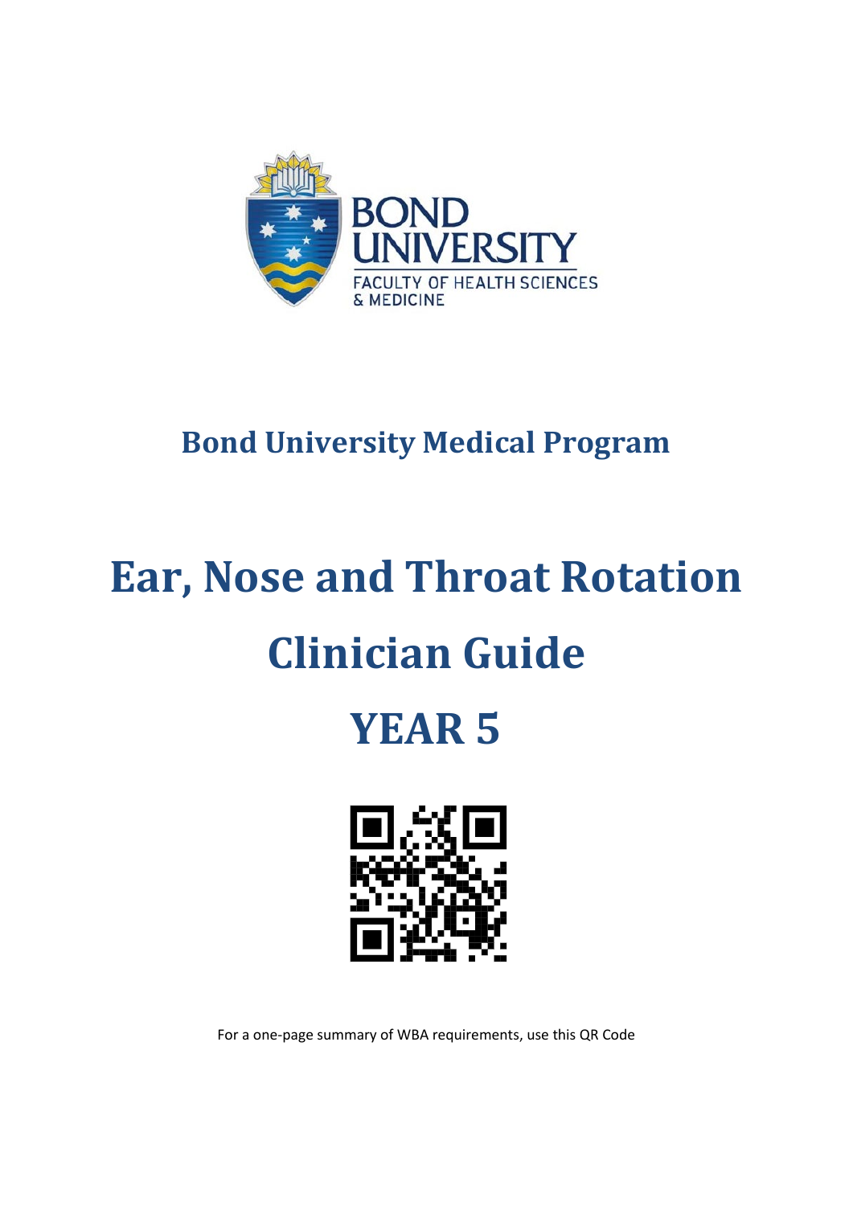BOND UNIVERSITY

FACULTY OF HEALTH SCIENCES & MEDICINE

## Bond University Medical Program

# Ear, Nose and Throat Rotation

# Clinician Guide

# YEAR 5

For a one-page summary of WBA requirements, use this QR Code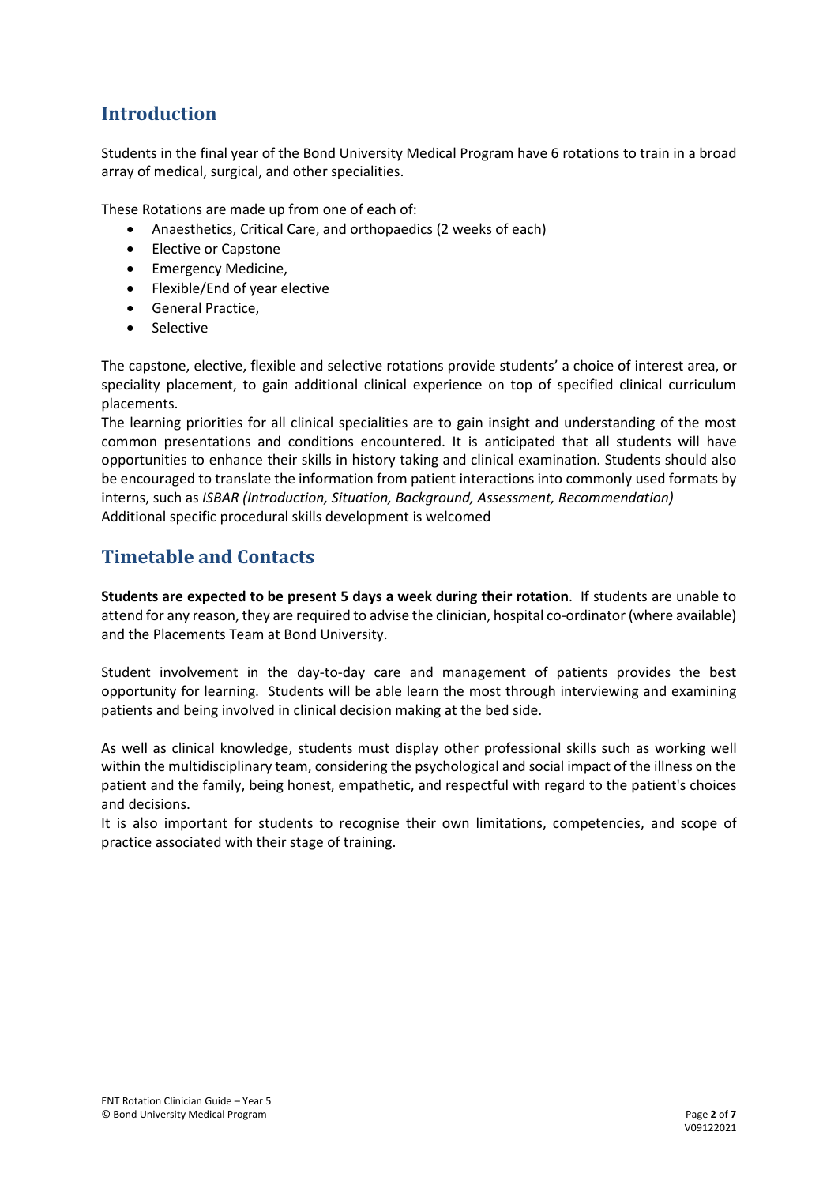## Introduction

Students in the final year of the Bond University Medical Program have 6 rotations to train in a broad array of medical, surgical, and other specialities.

These Rotations are made up from one of each of:

- Anaesthetics, Critical Care, and orthopaedics (2 weeks of each)
- Elective or Capstone
- Emergency Medicine,
- Flexible/End of year elective
- General Practice,
- Selective

The capstone, elective, flexible and selective rotations provide students' a choice of interest area, or speciality placement, to gain additional clinical experience on top of specified clinical curriculum placements.
The learning priorities for all clinical specialities are to gain insight and understanding of the most common presentations and conditions encountered. It is anticipated that all students will have opportunities to enhance their skills in history taking and clinical examination. Students should also be encouraged to translate the information from patient interactions into commonly used formats by interns, such as *ISBAR (Introduction, Situation, Background, Assessment, Recommendation)*
Additional specific procedural skills development is welcomed

## Timetable and Contacts

**Students are expected to be present 5 days a week during their rotation**. If students are unable to attend for any reason, they are required to advise the clinician, hospital co-ordinator (where available) and the Placements Team at Bond University.

Student involvement in the day-to-day care and management of patients provides the best opportunity for learning. Students will be able learn the most through interviewing and examining patients and being involved in clinical decision making at the bed side.

As well as clinical knowledge, students must display other professional skills such as working well within the multidisciplinary team, considering the psychological and social impact of the illness on the patient and the family, being honest, empathetic, and respectful with regard to the patient's choices and decisions.
It is also important for students to recognise their own limitations, competencies, and scope of practice associated with their stage of training.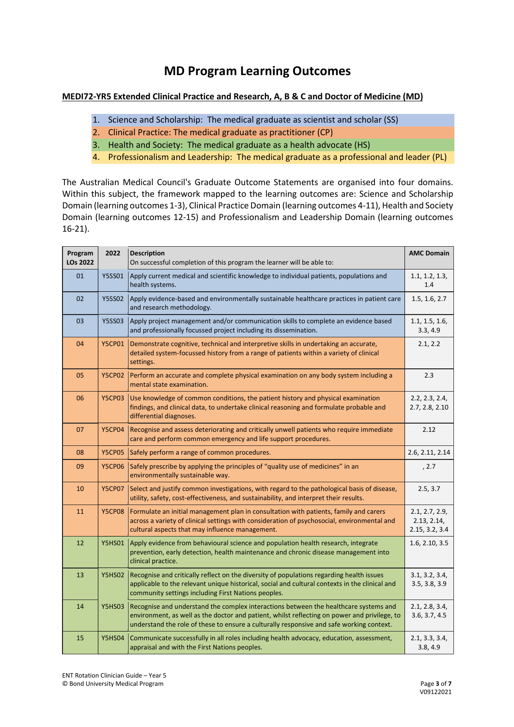# MD Program Learning Outcomes

**MEDI72-YR5 Extended Clinical Practice and Research, A, B & C and Doctor of Medicine (MD)**

1. Science and Scholarship: The medical graduate as scientist and scholar (SS)
2. Clinical Practice: The medical graduate as practitioner (CP)
3. Health and Society: The medical graduate as a health advocate (HS)
4. Professionalism and Leadership: The medical graduate as a professional and leader (PL)

The Australian Medical Council's Graduate Outcome Statements are organised into four domains. Within this subject, the framework mapped to the learning outcomes are: Science and Scholarship Domain (learning outcomes 1-3), Clinical Practice Domain (learning outcomes 4-11), Health and Society Domain (learning outcomes 12-15) and Professionalism and Leadership Domain (learning outcomes 16-21).

| Program LOs 2022 | 2022 | Description<br>On successful completion of this program the learner will be able to: | AMC Domain |
|---|---|---|---|
| 01 | Y5SS01 | Apply current medical and scientific knowledge to individual patients, populations and health systems. | 1.1, 1.2, 1.3, 1.4 |
| 02 | Y5SS02 | Apply evidence-based and environmentally sustainable healthcare practices in patient care and research methodology. | 1.5, 1.6, 2.7 |
| 03 | Y5SS03 | Apply project management and/or communication skills to complete an evidence based and professionally focussed project including its dissemination. | 1.1, 1.5, 1.6, 3.3, 4.9 |
| 04 | Y5CP01 | Demonstrate cognitive, technical and interpretive skills in undertaking an accurate, detailed system-focussed history from a range of patients within a variety of clinical settings. | 2.1, 2.2 |
| 05 | Y5CP02 | Perform an accurate and complete physical examination on any body system including a mental state examination. | 2.3 |
| 06 | Y5CP03 | Use knowledge of common conditions, the patient history and physical examination findings, and clinical data, to undertake clinical reasoning and formulate probable and differential diagnoses. | 2.2, 2.3, 2.4, 2.7, 2.8, 2.10 |
| 07 | Y5CP04 | Recognise and assess deteriorating and critically unwell patients who require immediate care and perform common emergency and life support procedures. | 2.12 |
| 08 | Y5CP05 | Safely perform a range of common procedures. | 2.6, 2.11, 2.14 |
| 09 | Y5CP06 | Safely prescribe by applying the principles of "quality use of medicines" in an environmentally sustainable way. | , 2.7 |
| 10 | Y5CP07 | Select and justify common investigations, with regard to the pathological basis of disease, utility, safety, cost-effectiveness, and sustainability, and interpret their results. | 2.5, 3.7 |
| 11 | Y5CP08 | Formulate an initial management plan in consultation with patients, family and carers across a variety of clinical settings with consideration of psychosocial, environmental and cultural aspects that may influence management. | 2.1, 2.7, 2.9, 2.13, 2.14, 2.15, 3.2, 3.4 |
| 12 | Y5HS01 | Apply evidence from behavioural science and population health research, integrate prevention, early detection, health maintenance and chronic disease management into clinical practice. | 1.6, 2.10, 3.5 |
| 13 | Y5HS02 | Recognise and critically reflect on the diversity of populations regarding health issues applicable to the relevant unique historical, social and cultural contexts in the clinical and community settings including First Nations peoples. | 3.1, 3.2, 3.4, 3.5, 3.8, 3.9 |
| 14 | Y5HS03 | Recognise and understand the complex interactions between the healthcare systems and environment, as well as the doctor and patient, whilst reflecting on power and privilege, to understand the role of these to ensure a culturally responsive and safe working context. | 2.1, 2.8, 3.4, 3.6, 3.7, 4.5 |
| 15 | Y5HS04 | Communicate successfully in all roles including health advocacy, education, assessment, appraisal and with the First Nations peoples. | 2.1, 3.3, 3.4, 3.8, 4.9 |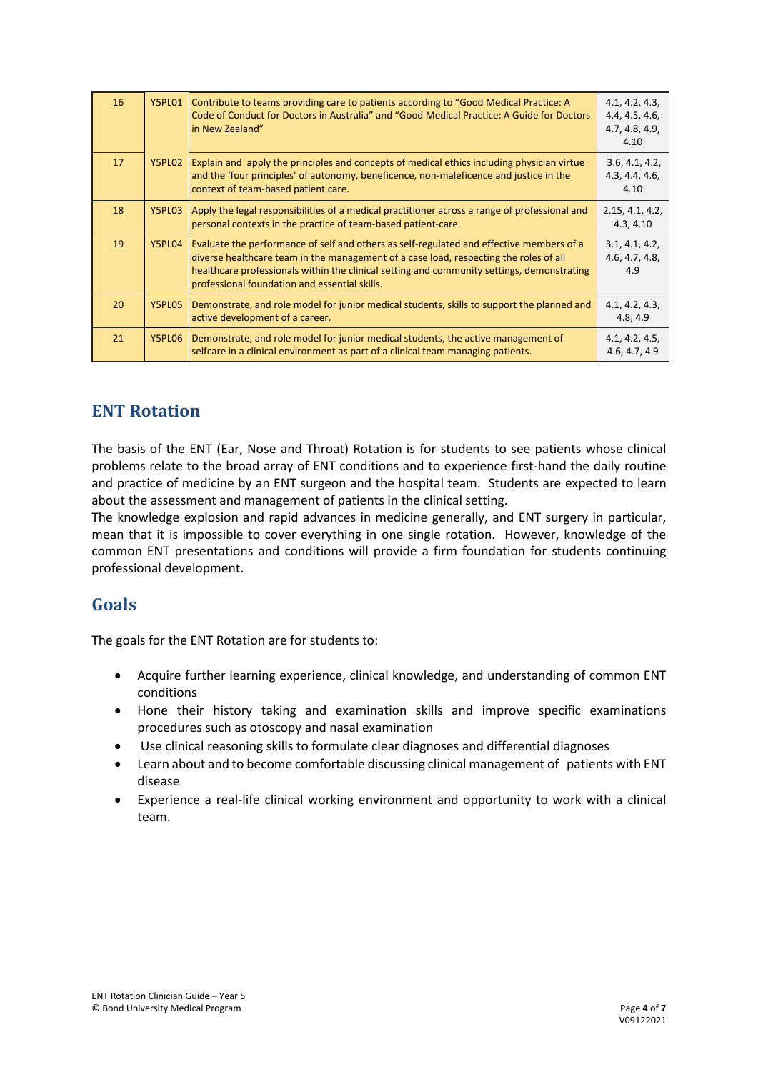| 16 | Y5PL01 | Contribute to teams providing care to patients according to "Good Medical Practice: A Code of Conduct for Doctors in Australia" and "Good Medical Practice: A Guide for Doctors in New Zealand" | 4.1, 4.2, 4.3, 4.4, 4.5, 4.6, 4.7, 4.8, 4.9, 4.10 |
|---|---|---|---|
| 17 | Y5PL02 | Explain and apply the principles and concepts of medical ethics including physician virtue and the 'four principles' of autonomy, beneficence, non-maleficence and justice in the context of team-based patient care. | 3.6, 4.1, 4.2, 4.3, 4.4, 4.6, 4.10 |
| 18 | Y5PL03 | Apply the legal responsibilities of a medical practitioner across a range of professional and personal contexts in the practice of team-based patient-care. | 2.15, 4.1, 4.2, 4.3, 4.10 |
| 19 | Y5PL04 | Evaluate the performance of self and others as self-regulated and effective members of a diverse healthcare team in the management of a case load, respecting the roles of all healthcare professionals within the clinical setting and community settings, demonstrating professional foundation and essential skills. | 3.1, 4.1, 4.2, 4.6, 4.7, 4.8, 4.9 |
| 20 | Y5PL05 | Demonstrate, and role model for junior medical students, skills to support the planned and active development of a career. | 4.1, 4.2, 4.3, 4.8, 4.9 |
| 21 | Y5PL06 | Demonstrate, and role model for junior medical students, the active management of selfcare in a clinical environment as part of a clinical team managing patients. | 4.1, 4.2, 4.5, 4.6, 4.7, 4.9 |

## ENT Rotation

The basis of the ENT (Ear, Nose and Throat) Rotation is for students to see patients whose clinical problems relate to the broad array of ENT conditions and to experience first-hand the daily routine and practice of medicine by an ENT surgeon and the hospital team. Students are expected to learn about the assessment and management of patients in the clinical setting.

The knowledge explosion and rapid advances in medicine generally, and ENT surgery in particular, mean that it is impossible to cover everything in one single rotation. However, knowledge of the common ENT presentations and conditions will provide a firm foundation for students continuing professional development.

## Goals

The goals for the ENT Rotation are for students to:

- Acquire further learning experience, clinical knowledge, and understanding of common ENT conditions
- Hone their history taking and examination skills and improve specific examinations procedures such as otoscopy and nasal examination
- Use clinical reasoning skills to formulate clear diagnoses and differential diagnoses
- Learn about and to become comfortable discussing clinical management of patients with ENT disease
- Experience a real-life clinical working environment and opportunity to work with a clinical team.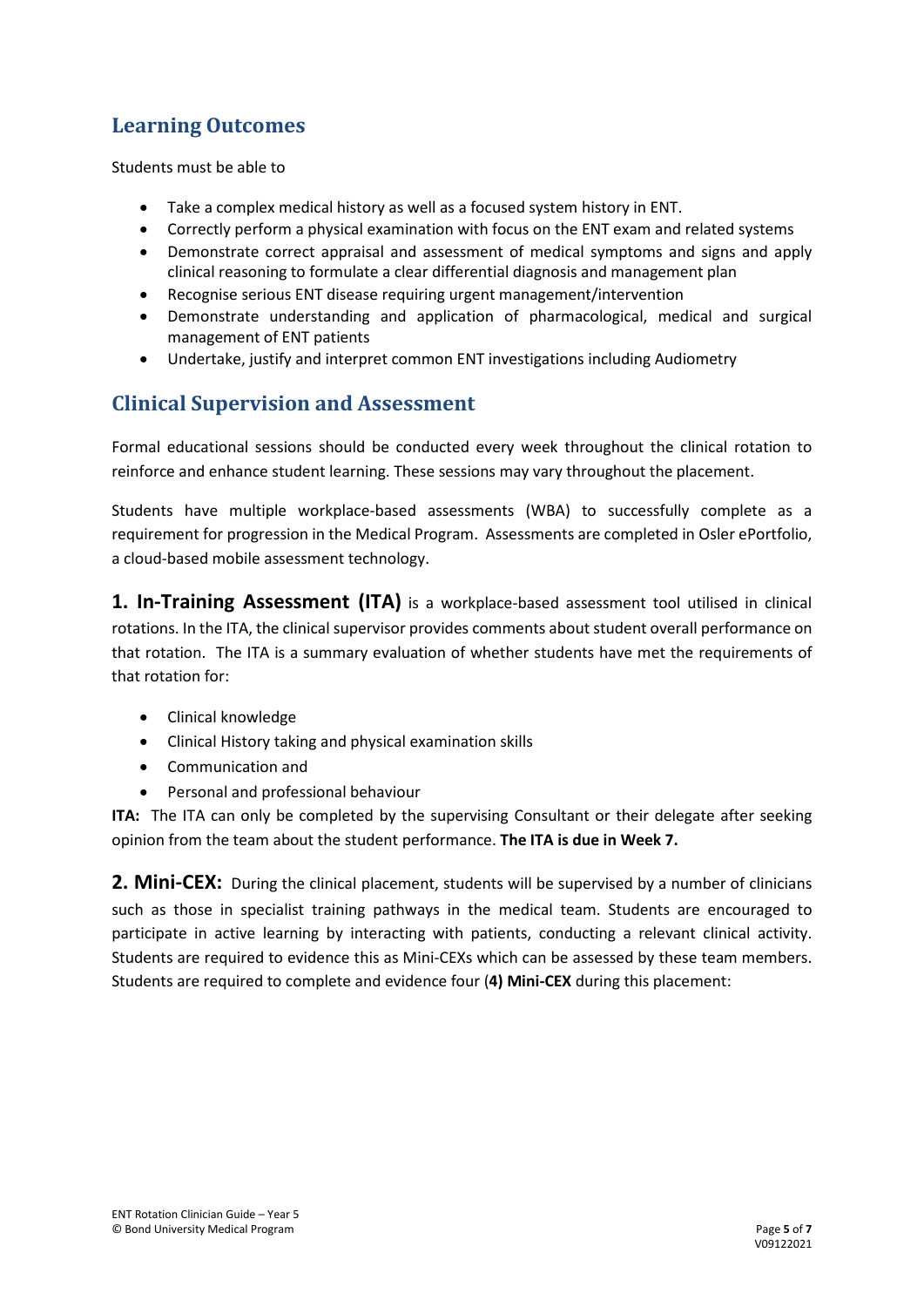## Learning Outcomes

Students must be able to

- Take a complex medical history as well as a focused system history in ENT.
- Correctly perform a physical examination with focus on the ENT exam and related systems
- Demonstrate correct appraisal and assessment of medical symptoms and signs and apply clinical reasoning to formulate a clear differential diagnosis and management plan
- Recognise serious ENT disease requiring urgent management/intervention
- Demonstrate understanding and application of pharmacological, medical and surgical management of ENT patients
- Undertake, justify and interpret common ENT investigations including Audiometry

## Clinical Supervision and Assessment

Formal educational sessions should be conducted every week throughout the clinical rotation to reinforce and enhance student learning. These sessions may vary throughout the placement.

Students have multiple workplace-based assessments (WBA) to successfully complete as a requirement for progression in the Medical Program. Assessments are completed in Osler ePortfolio, a cloud-based mobile assessment technology.

**1. In-Training Assessment (ITA)** is a workplace-based assessment tool utilised in clinical rotations. In the ITA, the clinical supervisor provides comments about student overall performance on that rotation. The ITA is a summary evaluation of whether students have met the requirements of that rotation for:

- Clinical knowledge
- Clinical History taking and physical examination skills
- Communication and
- Personal and professional behaviour

**ITA:** The ITA can only be completed by the supervising Consultant or their delegate after seeking opinion from the team about the student performance. **The ITA is due in Week 7.**

**2. Mini-CEX:** During the clinical placement, students will be supervised by a number of clinicians such as those in specialist training pathways in the medical team. Students are encouraged to participate in active learning by interacting with patients, conducting a relevant clinical activity. Students are required to evidence this as Mini-CEXs which can be assessed by these team members. Students are required to complete and evidence four (**4) Mini-CEX** during this placement: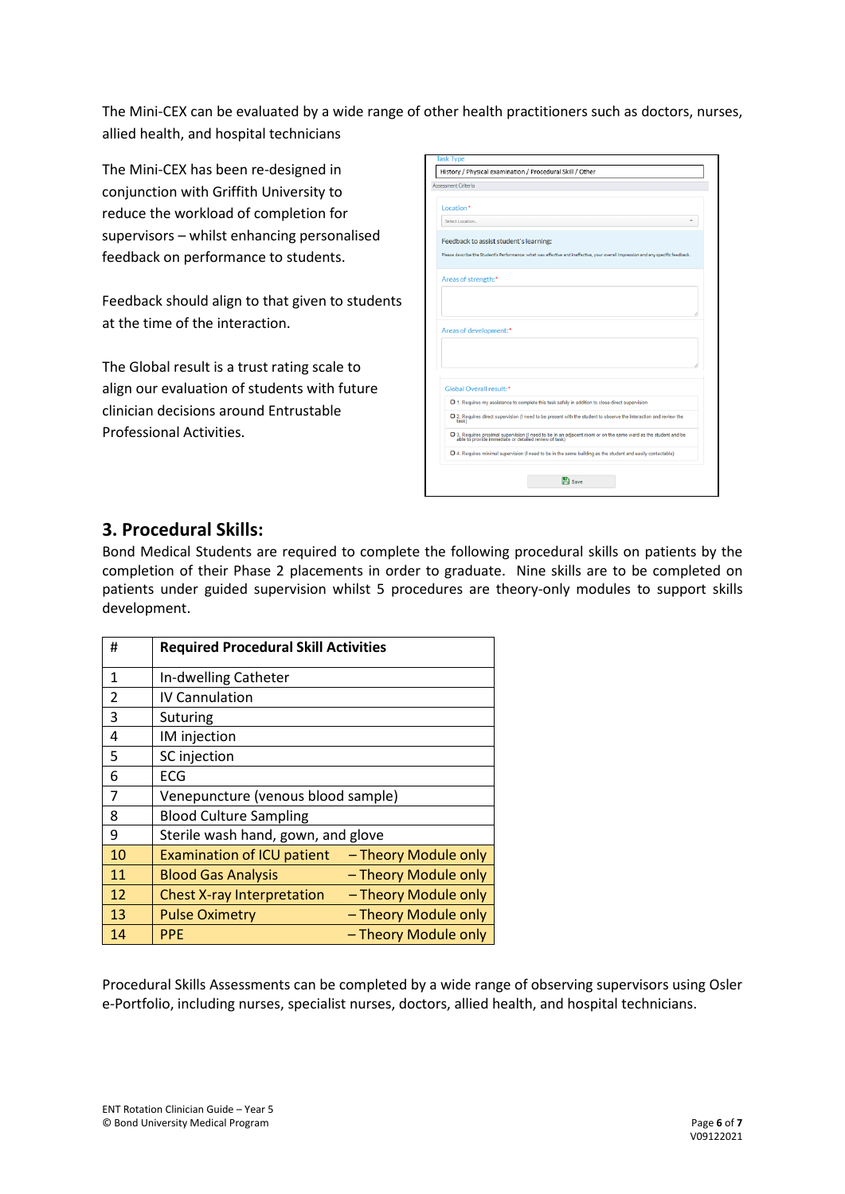The Mini-CEX can be evaluated by a wide range of other health practitioners such as doctors, nurses, allied health, and hospital technicians

The Mini-CEX has been re-designed in conjunction with Griffith University to reduce the workload of completion for supervisors – whilst enhancing personalised feedback on performance to students.

Feedback should align to that given to students at the time of the interaction.

The Global result is a trust rating scale to align our evaluation of students with future clinician decisions around Entrustable Professional Activities.

## 3. Procedural Skills:

Bond Medical Students are required to complete the following procedural skills on patients by the completion of their Phase 2 placements in order to graduate. Nine skills are to be completed on patients under guided supervision whilst 5 procedures are theory-only modules to support skills development.

| # | Required Procedural Skill Activities |
|---|---|
| 1 | In-dwelling Catheter |
| 2 | IV Cannulation |
| 3 | Suturing |
| 4 | IM injection |
| 5 | SC injection |
| 6 | ECG |
| 7 | Venepuncture (venous blood sample) |
| 8 | Blood Culture Sampling |
| 9 | Sterile wash hand, gown, and glove |
| 10 | Examination of ICU patient – Theory Module only |
| 11 | Blood Gas Analysis – Theory Module only |
| 12 | Chest X-ray Interpretation – Theory Module only |
| 13 | Pulse Oximetry – Theory Module only |
| 14 | PPE – Theory Module only |

Procedural Skills Assessments can be completed by a wide range of observing supervisors using Osler e-Portfolio, including nurses, specialist nurses, doctors, allied health, and hospital technicians.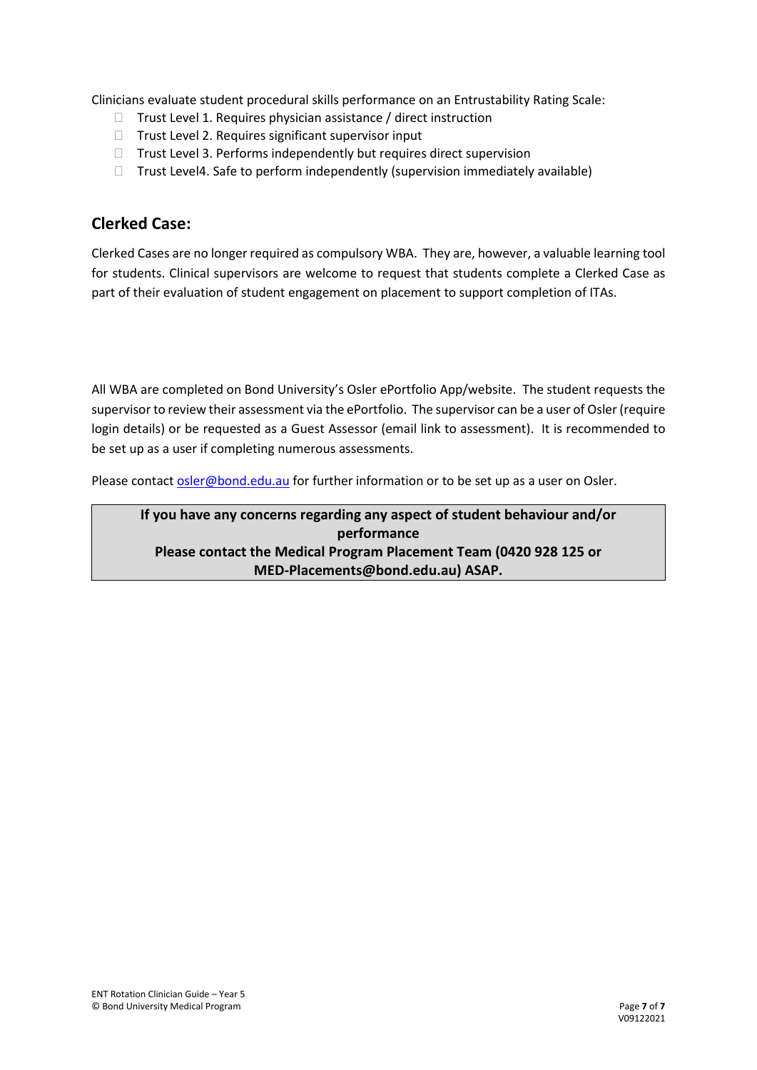Clinicians evaluate student procedural skills performance on an Entrustability Rating Scale:

- Trust Level 1. Requires physician assistance / direct instruction
- Trust Level 2. Requires significant supervisor input
- Trust Level 3. Performs independently but requires direct supervision
- Trust Level4. Safe to perform independently (supervision immediately available)

## Clerked Case:

Clerked Cases are no longer required as compulsory WBA. They are, however, a valuable learning tool for students. Clinical supervisors are welcome to request that students complete a Clerked Case as part of their evaluation of student engagement on placement to support completion of ITAs.

All WBA are completed on Bond University's Osler ePortfolio App/website. The student requests the supervisor to review their assessment via the ePortfolio. The supervisor can be a user of Osler (require login details) or be requested as a Guest Assessor (email link to assessment). It is recommended to be set up as a user if completing numerous assessments.

Please contact osler@bond.edu.au for further information or to be set up as a user on Osler.

**If you have any concerns regarding any aspect of student behaviour and/or performance**
**Please contact the Medical Program Placement Team (0420 928 125 or MED-Placements@bond.edu.au) ASAP.**